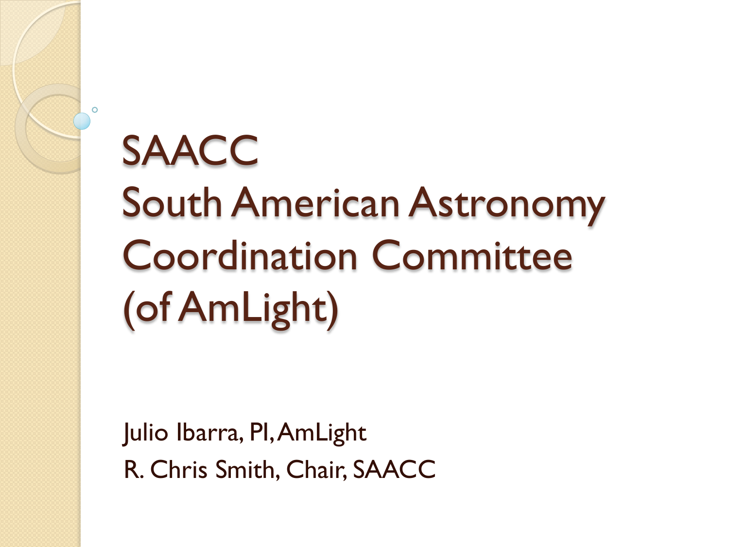# SAACC South American Astronomy Coordination Committee (of AmLight)

Julio Ibarra, PI, AmLight

R. Chris Smith, Chair, SAACC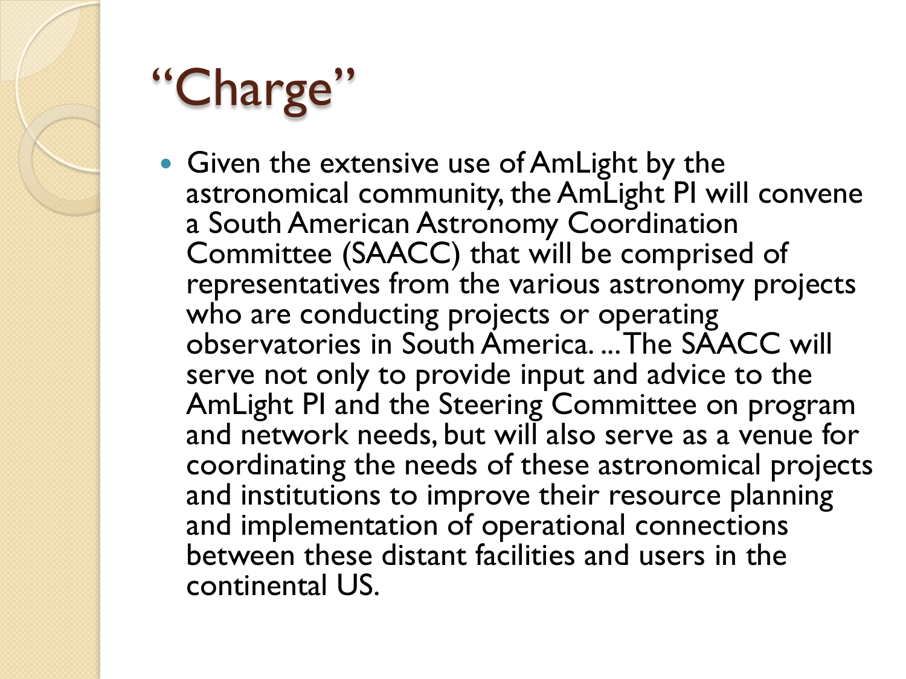# “Charge”

- Given the extensive use of AmLight by the astronomical community, the AmLight PI will convene a South American Astronomy Coordination Committee (SAACC) that will be comprised of representatives from the various astronomy projects who are conducting projects or operating observatories in South America. ... The SAACC will serve not only to provide input and advice to the AmLight PI and the Steering Committee on program and network needs, but will also serve as a venue for coordinating the needs of these astronomical projects and institutions to improve their resource planning and implementation of operational connections between these distant facilities and users in the continental US.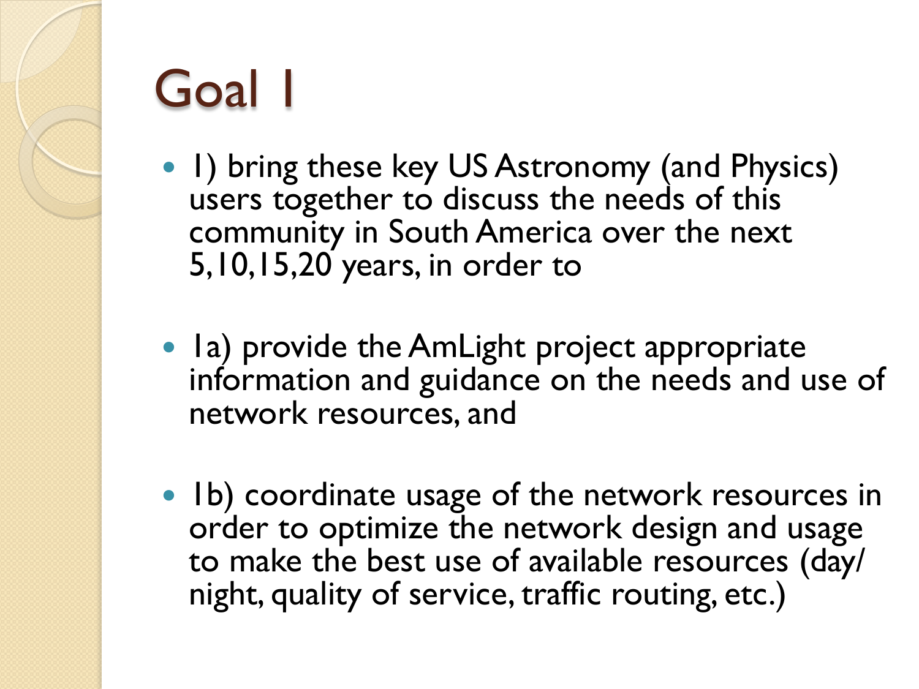# Goal 1

- 1) bring these key US Astronomy (and Physics) users together to discuss the needs of this community in South America over the next 5,10,15,20 years, in order to
- 1a) provide the AmLight project appropriate information and guidance on the needs and use of network resources, and
- 1b) coordinate usage of the network resources in order to optimize the network design and usage to make the best use of available resources (day/night, quality of service, traffic routing, etc.)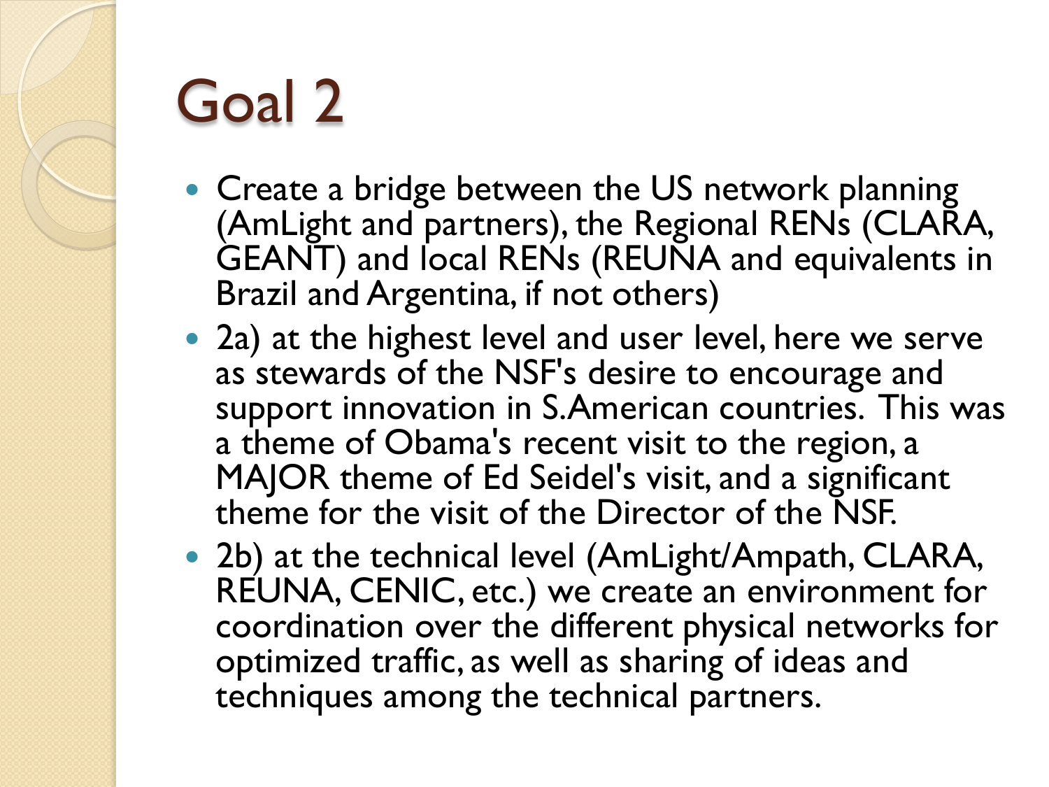# Goal 2

- Create a bridge between the US network planning (AmLight and partners), the Regional RENs (CLARA, GEANT) and local RENs (REUNA and equivalents in Brazil and Argentina, if not others)
- 2a) at the highest level and user level, here we serve as stewards of the NSF's desire to encourage and support innovation in S.American countries. This was a theme of Obama's recent visit to the region, a MAJOR theme of Ed Seidel's visit, and a significant theme for the visit of the Director of the NSF.
- 2b) at the technical level (AmLight/Ampath, CLARA, REUNA, CENIC, etc.) we create an environment for coordination over the different physical networks for optimized traffic, as well as sharing of ideas and techniques among the technical partners.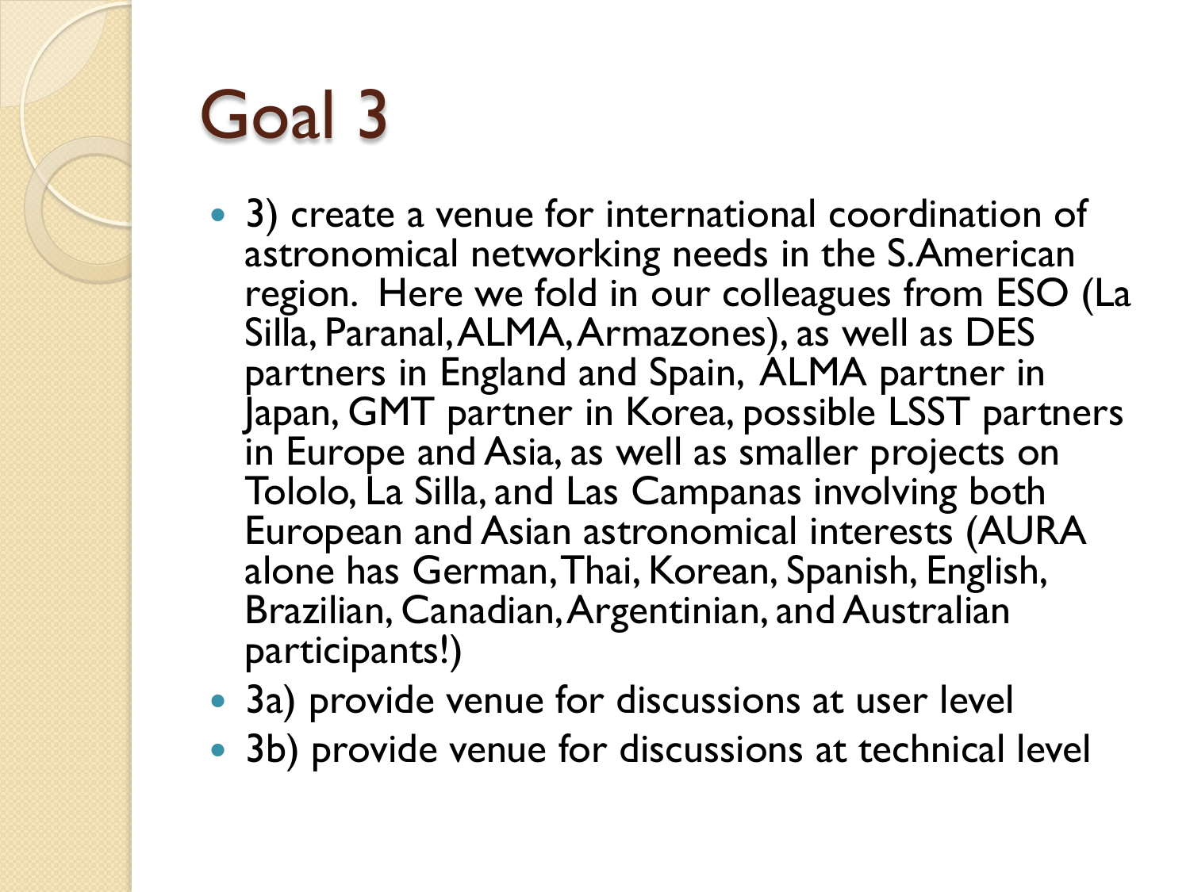# Goal 3

- 3) create a venue for international coordination of astronomical networking needs in the S.American region. Here we fold in our colleagues from ESO (La Silla, Paranal, ALMA, Armazones), as well as DES partners in England and Spain, ALMA partner in Japan, GMT partner in Korea, possible LSST partners in Europe and Asia, as well as smaller projects on Tololo, La Silla, and Las Campanas involving both European and Asian astronomical interests (AURA alone has German, Thai, Korean, Spanish, English, Brazilian, Canadian, Argentinian, and Australian participants!)
- 3a) provide venue for discussions at user level
- 3b) provide venue for discussions at technical level